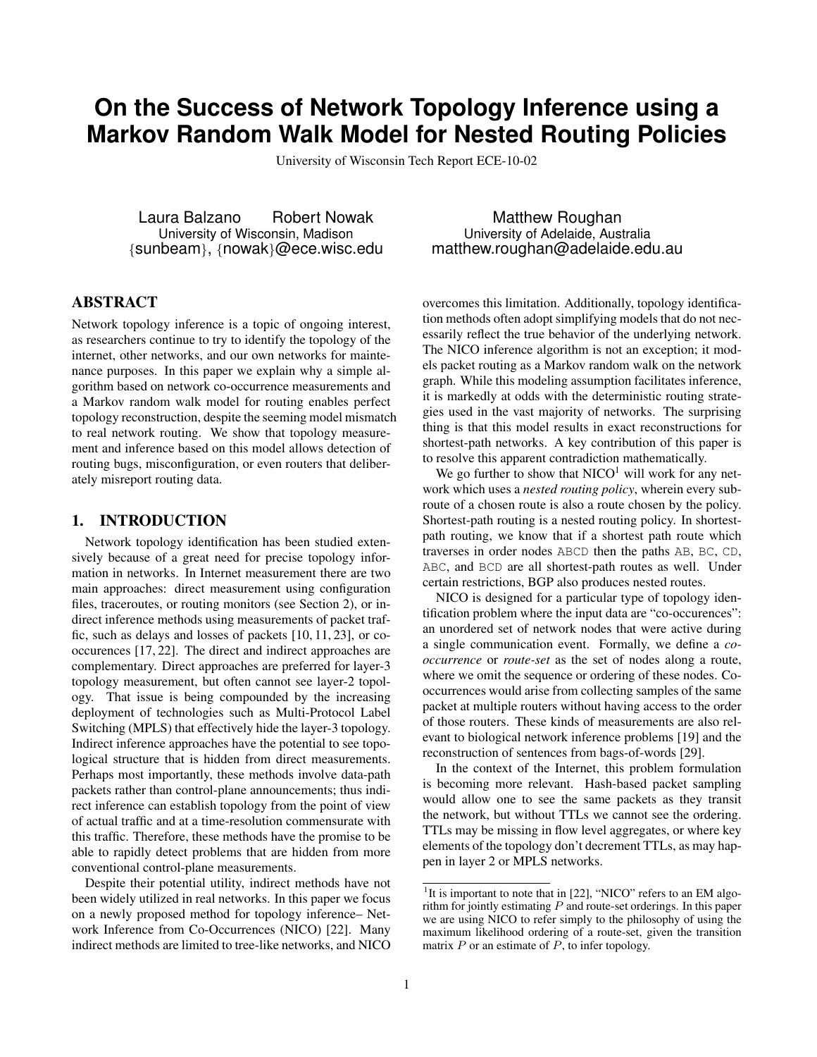# On the Success of Network Topology Inference using a Markov Random Walk Model for Nested Routing Policies

University of Wisconsin Tech Report ECE-10-02

Laura Balzano  Robert Nowak
University of Wisconsin, Madison
{sunbeam}, {nowak}@ece.wisc.edu

Matthew Roughan
University of Adelaide, Australia
matthew.roughan@adelaide.edu.au

## ABSTRACT

Network topology inference is a topic of ongoing interest, as researchers continue to try to identify the topology of the internet, other networks, and our own networks for maintenance purposes. In this paper we explain why a simple algorithm based on network co-occurrence measurements and a Markov random walk model for routing enables perfect topology reconstruction, despite the seeming model mismatch to real network routing. We show that topology measurement and inference based on this model allows detection of routing bugs, misconfiguration, or even routers that deliberately misreport routing data.

## 1. INTRODUCTION

Network topology identification has been studied extensively because of a great need for precise topology information in networks. In Internet measurement there are two main approaches: direct measurement using configuration files, traceroutes, or routing monitors (see Section 2), or indirect inference methods using measurements of packet traffic, such as delays and losses of packets [10, 11, 23], or co-occurences [17, 22]. The direct and indirect approaches are complementary. Direct approaches are preferred for layer-3 topology measurement, but often cannot see layer-2 topology. That issue is being compounded by the increasing deployment of technologies such as Multi-Protocol Label Switching (MPLS) that effectively hide the layer-3 topology. Indirect inference approaches have the potential to see topological structure that is hidden from direct measurements. Perhaps most importantly, these methods involve data-path packets rather than control-plane announcements; thus indirect inference can establish topology from the point of view of actual traffic and at a time-resolution commensurate with this traffic. Therefore, these methods have the promise to be able to rapidly detect problems that are hidden from more conventional control-plane measurements.

Despite their potential utility, indirect methods have not been widely utilized in real networks. In this paper we focus on a newly proposed method for topology inference– Network Inference from Co-Occurrences (NICO) [22]. Many indirect methods are limited to tree-like networks, and NICO overcomes this limitation. Additionally, topology identification methods often adopt simplifying models that do not necessarily reflect the true behavior of the underlying network. The NICO inference algorithm is not an exception; it models packet routing as a Markov random walk on the network graph. While this modeling assumption facilitates inference, it is markedly at odds with the deterministic routing strategies used in the vast majority of networks. The surprising thing is that this model results in exact reconstructions for shortest-path networks. A key contribution of this paper is to resolve this apparent contradiction mathematically.

We go further to show that NICO[1] will work for any network which uses a *nested routing policy*, wherein every subroute of a chosen route is also a route chosen by the policy. Shortest-path routing is a nested routing policy. In shortest-path routing, we know that if a shortest path route which traverses in order nodes ABCD then the paths AB, BC, CD, ABC, and BCD are all shortest-path routes as well. Under certain restrictions, BGP also produces nested routes.

NICO is designed for a particular type of topology identification problem where the input data are "co-occurences": an unordered set of network nodes that were active during a single communication event. Formally, we define a *co-occurrence* or *route-set* as the set of nodes along a route, where we omit the sequence or ordering of these nodes. Co-occurrences would arise from collecting samples of the same packet at multiple routers without having access to the order of those routers. These kinds of measurements are also relevant to biological network inference problems [19] and the reconstruction of sentences from bags-of-words [29].

In the context of the Internet, this problem formulation is becoming more relevant. Hash-based packet sampling would allow one to see the same packets as they transit the network, but without TTLs we cannot see the ordering. TTLs may be missing in flow level aggregates, or where key elements of the topology don't decrement TTLs, as may happen in layer 2 or MPLS networks.

[1] It is important to note that in [22], "NICO" refers to an EM algorithm for jointly estimating $P$ and route-set orderings. In this paper we are using NICO to refer simply to the philosophy of using the maximum likelihood ordering of a route-set, given the transition matrix $P$ or an estimate of $P$, to infer topology.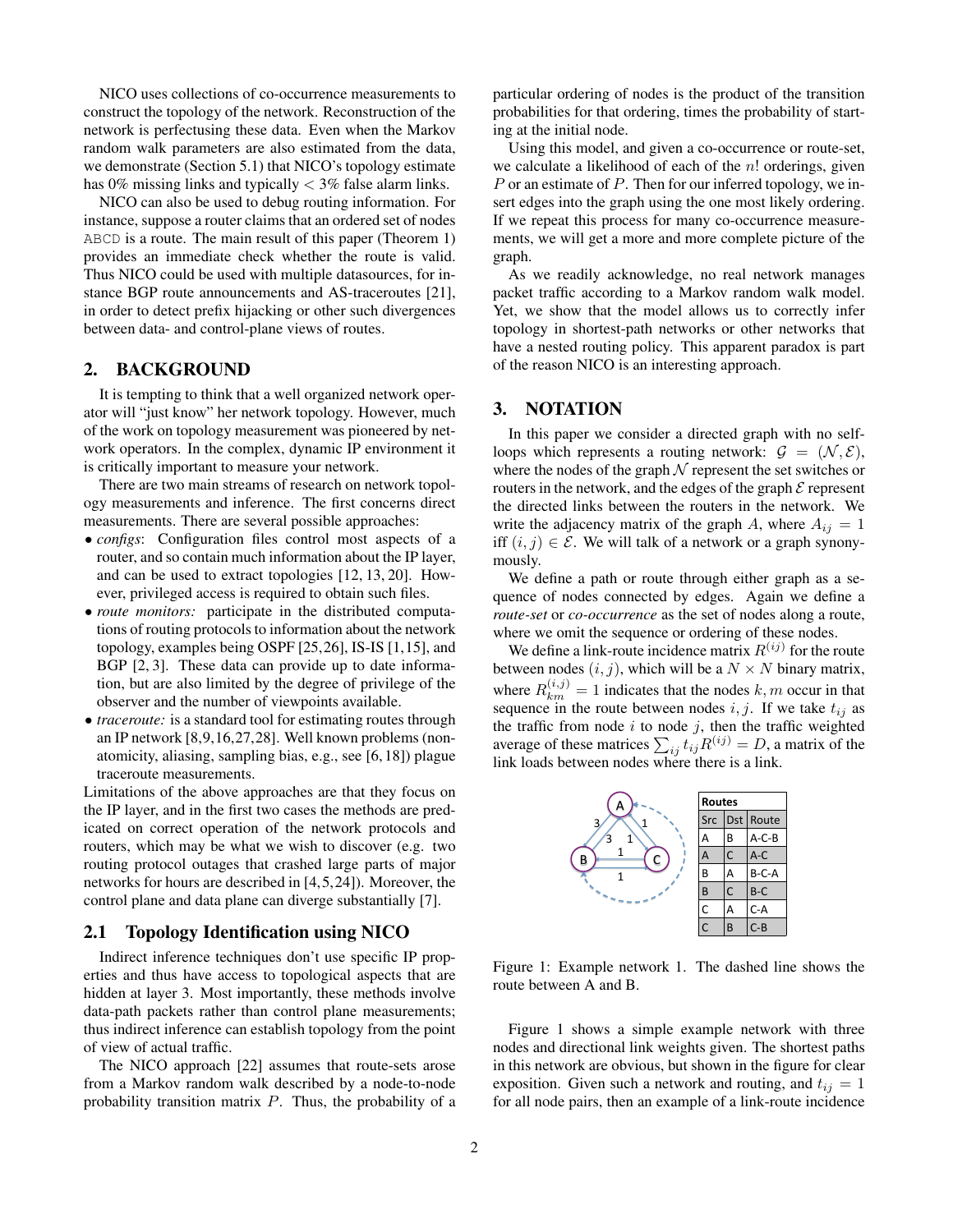NICO uses collections of co-occurrence measurements to construct the topology of the network. Reconstruction of the network is perfectusing these data. Even when the Markov random walk parameters are also estimated from the data, we demonstrate (Section 5.1) that NICO's topology estimate has 0% missing links and typically < 3% false alarm links.

NICO can also be used to debug routing information. For instance, suppose a router claims that an ordered set of nodes `ABCD` is a route. The main result of this paper (Theorem 1) provides an immediate check whether the route is valid. Thus NICO could be used with multiple datasources, for instance BGP route announcements and AS-traceroutes [21], in order to detect prefix hijacking or other such divergences between data- and control-plane views of routes.

## 2. BACKGROUND

It is tempting to think that a well organized network operator will "just know" her network topology. However, much of the work on topology measurement was pioneered by network operators. In the complex, dynamic IP environment it is critically important to measure your network.

There are two main streams of research on network topology measurements and inference. The first concerns direct measurements. There are several possible approaches:

- *configs*: Configuration files control most aspects of a router, and so contain much information about the IP layer, and can be used to extract topologies [12, 13, 20]. However, privileged access is required to obtain such files.
- *route monitors:* participate in the distributed computations of routing protocols to information about the network topology, examples being OSPF [25,26], IS-IS [1,15], and BGP [2, 3]. These data can provide up to date information, but are also limited by the degree of privilege of the observer and the number of viewpoints available.
- *traceroute:* is a standard tool for estimating routes through an IP network [8,9,16,27,28]. Well known problems (non-atomicity, aliasing, sampling bias, e.g., see [6,18]) plague traceroute measurements.

Limitations of the above approaches are that they focus on the IP layer, and in the first two cases the methods are predicated on correct operation of the network protocols and routers, which may be what we wish to discover (e.g. two routing protocol outages that crashed large parts of major networks for hours are described in [4,5,24]). Moreover, the control plane and data plane can diverge substantially [7].

### 2.1 Topology Identification using NICO

Indirect inference techniques don't use specific IP properties and thus have access to topological aspects that are hidden at layer 3. Most importantly, these methods involve data-path packets rather than control plane measurements; thus indirect inference can establish topology from the point of view of actual traffic.

The NICO approach [22] assumes that route-sets arose from a Markov random walk described by a node-to-node probability transition matrix $P$. Thus, the probability of a particular ordering of nodes is the product of the transition probabilities for that ordering, times the probability of starting at the initial node.

Using this model, and given a co-occurrence or route-set, we calculate a likelihood of each of the $n!$ orderings, given $P$ or an estimate of $P$. Then for our inferred topology, we insert edges into the graph using the one most likely ordering. If we repeat this process for many co-occurrence measurements, we will get a more and more complete picture of the graph.

As we readily acknowledge, no real network manages packet traffic according to a Markov random walk model. Yet, we show that the model allows us to correctly infer topology in shortest-path networks or other networks that have a nested routing policy. This apparent paradox is part of the reason NICO is an interesting approach.

## 3. NOTATION

In this paper we consider a directed graph with no self-loops which represents a routing network: $\mathcal{G} = (\mathcal{N}, \mathcal{E})$, where the nodes of the graph $\mathcal{N}$ represent the set switches or routers in the network, and the edges of the graph $\mathcal{E}$ represent the directed links between the routers in the network. We write the adjacency matrix of the graph $A$, where $A_{ij} = 1$ iff $(i, j) \in \mathcal{E}$. We will talk of a network or a graph synonymously.

We define a path or route through either graph as a sequence of nodes connected by edges. Again we define a *route-set* or *co-occurrence* as the set of nodes along a route, where we omit the sequence or ordering of these nodes.

We define a link-route incidence matrix $R^{(ij)}$ for the route between nodes $(i, j)$, which will be a $N \times N$ binary matrix, where $R^{(i,j)}_{km} = 1$ indicates that the nodes $k, m$ occur in that sequence in the route between nodes $i, j$. If we take $t_{ij}$ as the traffic from node $i$ to node $j$, then the traffic weighted average of these matrices $\sum_{ij} t_{ij} R^{(ij)} = D$, a matrix of the link loads between nodes where there is a link.

A
B
C
3
1
3
1
1
1

| Routes | | |
|---|---|---|
| Src | Dst | Route |
| A | B | A-C-B |
| A | C | A-C |
| B | A | B-C-A |
| B | C | B-C |
| C | A | C-A |
| C | B | C-B |

Figure 1: Example network 1. The dashed line shows the route between A and B.

Figure 1 shows a simple example network with three nodes and directional link weights given. The shortest paths in this network are obvious, but shown in the figure for clear exposition. Given such a network and routing, and $t_{ij} = 1$ for all node pairs, then an example of a link-route incidence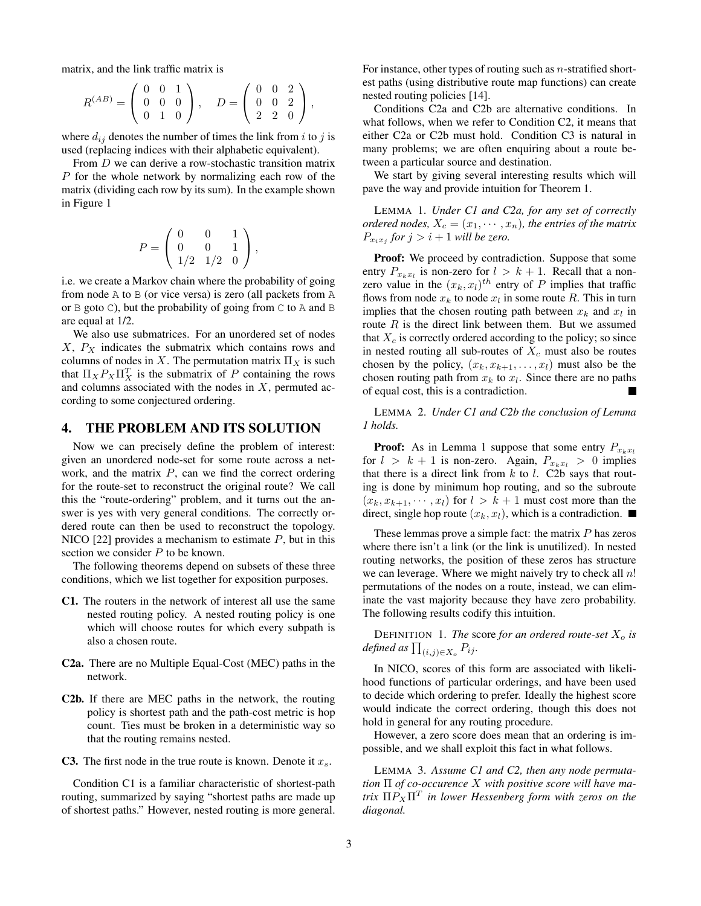matrix, and the link traffic matrix is

$$R^{(AB)} = \begin{pmatrix} 0 & 0 & 1 \\ 0 & 0 & 0 \\ 0 & 1 & 0 \end{pmatrix}, \quad D = \begin{pmatrix} 0 & 0 & 2 \\ 0 & 0 & 2 \\ 2 & 2 & 0 \end{pmatrix},$$

where $d_{ij}$ denotes the number of times the link from $i$ to $j$ is used (replacing indices with their alphabetic equivalent).

From $D$ we can derive a row-stochastic transition matrix $P$ for the whole network by normalizing each row of the matrix (dividing each row by its sum). In the example shown in Figure 1

$$P = \begin{pmatrix} 0 & 0 & 1 \\ 0 & 0 & 1 \\ 1/2 & 1/2 & 0 \end{pmatrix},$$

i.e. we create a Markov chain where the probability of going from node A to B (or vice versa) is zero (all packets from A or B goto C), but the probability of going from C to A and B are equal at 1/2.

We also use submatrices. For an unordered set of nodes $X$, $P_X$ indicates the submatrix which contains rows and columns of nodes in $X$. The permutation matrix $\Pi_X$ is such that $\Pi_X P_X \Pi_X^T$ is the submatrix of $P$ containing the rows and columns associated with the nodes in $X$, permuted according to some conjectured ordering.

## 4. THE PROBLEM AND ITS SOLUTION

Now we can precisely define the problem of interest: given an unordered node-set for some route across a network, and the matrix $P$, can we find the correct ordering for the route-set to reconstruct the original route? We call this the "route-ordering" problem, and it turns out the answer is yes with very general conditions. The correctly ordered route can then be used to reconstruct the topology. NICO [22] provides a mechanism to estimate $P$, but in this section we consider $P$ to be known.

The following theorems depend on subsets of these three conditions, which we list together for exposition purposes.

- **C1.** The routers in the network of interest all use the same nested routing policy. A nested routing policy is one which will choose routes for which every subpath is also a chosen route.
- **C2a.** There are no Multiple Equal-Cost (MEC) paths in the network.
- **C2b.** If there are MEC paths in the network, the routing policy is shortest path and the path-cost metric is hop count. Ties must be broken in a deterministic way so that the routing remains nested.
- **C3.** The first node in the true route is known. Denote it $x_s$.

Condition C1 is a familiar characteristic of shortest-path routing, summarized by saying "shortest paths are made up of shortest paths." However, nested routing is more general. For instance, other types of routing such as $n$-stratified shortest paths (using distributive route map functions) can create nested routing policies [14].

Conditions C2a and C2b are alternative conditions. In what follows, when we refer to Condition C2, it means that either C2a or C2b must hold. Condition C3 is natural in many problems; we are often enquiring about a route between a particular source and destination.

We start by giving several interesting results which will pave the way and provide intuition for Theorem 1.

LEMMA 1. *Under C1 and C2a, for any set of correctly ordered nodes, $X_c = (x_1, \cdots, x_n)$, the entries of the matrix $P_{x_i x_j}$ for $j > i + 1$ will be zero.*

**Proof:** We proceed by contradiction. Suppose that some entry $P_{x_k x_l}$ is non-zero for $l > k + 1$. Recall that a non-zero value in the $(x_k, x_l)^{th}$ entry of $P$ implies that traffic flows from node $x_k$ to node $x_l$ in some route $R$. This in turn implies that the chosen routing path between $x_k$ and $x_l$ in route $R$ is the direct link between them. But we assumed that $X_c$ is correctly ordered according to the policy; so since in nested routing all sub-routes of $X_c$ must also be routes chosen by the policy, $(x_k, x_{k+1}, \ldots, x_l)$ must also be the chosen routing path from $x_k$ to $x_l$. Since there are no paths of equal cost, this is a contradiction. ∎

LEMMA 2. *Under C1 and C2b the conclusion of Lemma 1 holds.*

**Proof:** As in Lemma 1 suppose that some entry $P_{x_k x_l}$ for $l > k + 1$ is non-zero. Again, $P_{x_k x_l} > 0$ implies that there is a direct link from $k$ to $l$. C2b says that routing is done by minimum hop routing, and so the subroute $(x_k, x_{k+1}, \cdots, x_l)$ for $l > k + 1$ must cost more than the direct, single hop route $(x_k, x_l)$, which is a contradiction. ∎

These lemmas prove a simple fact: the matrix $P$ has zeros where there isn't a link (or the link is unutilized). In nested routing networks, the position of these zeros has structure we can leverage. Where we might naively try to check all $n!$ permutations of the nodes on a route, instead, we can eliminate the vast majority because they have zero probability. The following results codify this intuition.

DEFINITION 1. *The* score *for an ordered route-set $X_o$ is defined as $\prod_{(i,j) \in X_o} P_{ij}$.*

In NICO, scores of this form are associated with likelihood functions of particular orderings, and have been used to decide which ordering to prefer. Ideally the highest score would indicate the correct ordering, though this does not hold in general for any routing procedure.

However, a zero score does mean that an ordering is impossible, and we shall exploit this fact in what follows.

LEMMA 3. *Assume C1 and C2, then any node permutation $\Pi$ of co-occurence $X$ with positive score will have matrix $\Pi P_X \Pi^T$ in lower Hessenberg form with zeros on the diagonal.*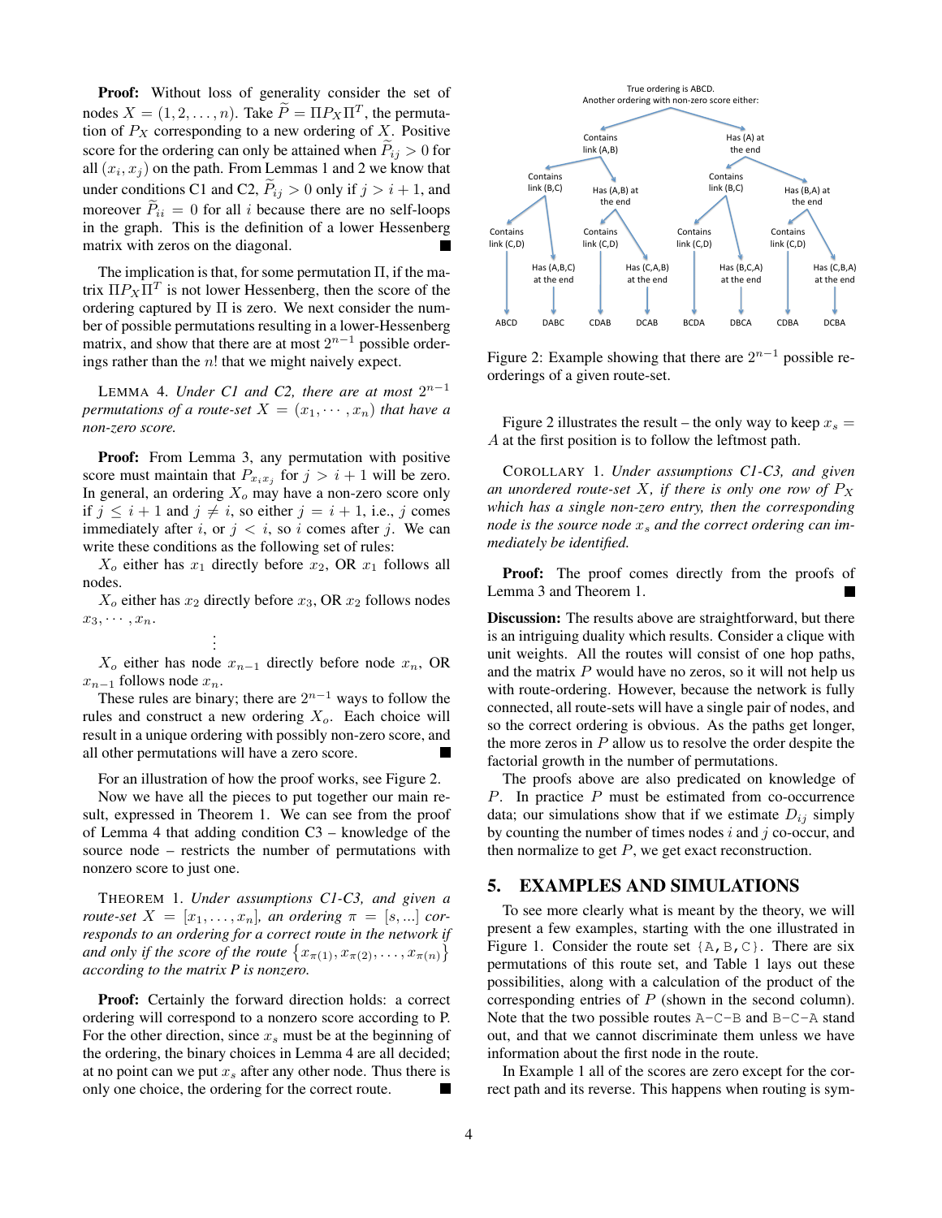**Proof:** Without loss of generality consider the set of nodes $X = (1, 2, \ldots, n)$. Take $\widetilde{P} = \Pi P_X \Pi^T$, the permutation of $P_X$ corresponding to a new ordering of $X$. Positive score for the ordering can only be attained when $\widetilde{P}_{ij} > 0$ for all $(x_i, x_j)$ on the path. From Lemmas 1 and 2 we know that under conditions C1 and C2, $\widetilde{P}_{ij} > 0$ only if $j > i+1$, and moreover $\widetilde{P}_{ii} = 0$ for all $i$ because there are no self-loops in the graph. This is the definition of a lower Hessenberg matrix with zeros on the diagonal. ■

The implication is that, for some permutation $\Pi$, if the matrix $\Pi P_X \Pi^T$ is not lower Hessenberg, then the score of the ordering captured by $\Pi$ is zero. We next consider the number of possible permutations resulting in a lower-Hessenberg matrix, and show that there are at most $2^{n-1}$ possible orderings rather than the $n!$ that we might naively expect.

LEMMA 4. *Under C1 and C2, there are at most $2^{n-1}$ permutations of a route-set $X = (x_1, \cdots, x_n)$ that have a non-zero score.*

**Proof:** From Lemma 3, any permutation with positive score must maintain that $P_{x_i x_j}$ for $j > i+1$ will be zero. In general, an ordering $X_o$ may have a non-zero score only if $j \leq i+1$ and $j \neq i$, so either $j = i+1$, i.e., $j$ comes immediately after $i$, or $j < i$, so $i$ comes after $j$. We can write these conditions as the following set of rules:

$X_o$ either has $x_1$ directly before $x_2$, OR $x_1$ follows all nodes.

$X_o$ either has $x_2$ directly before $x_3$, OR $x_2$ follows nodes $x_3, \cdots, x_n$.

$\vdots$

$X_o$ either has node $x_{n-1}$ directly before node $x_n$, OR $x_{n-1}$ follows node $x_n$.

These rules are binary; there are $2^{n-1}$ ways to follow the rules and construct a new ordering $X_o$. Each choice will result in a unique ordering with possibly non-zero score, and all other permutations will have a zero score. ■

For an illustration of how the proof works, see Figure 2.

Now we have all the pieces to put together our main result, expressed in Theorem 1. We can see from the proof of Lemma 4 that adding condition C3 – knowledge of the source node – restricts the number of permutations with nonzero score to just one.

THEOREM 1. *Under assumptions C1-C3, and given a route-set $X = [x_1, \ldots, x_n]$, an ordering $\pi = [s, \ldots]$ corresponds to an ordering for a correct route in the network if and only if the score of the route $\{x_{\pi(1)}, x_{\pi(2)}, \ldots, x_{\pi(n)}\}$ according to the matrix P is nonzero.*

**Proof:** Certainly the forward direction holds: a correct ordering will correspond to a nonzero score according to P. For the other direction, since $x_s$ must be at the beginning of the ordering, the binary choices in Lemma 4 are all decided; at no point can we put $x_s$ after any other node. Thus there is only one choice, the ordering for the correct route. ■

True ordering is ABCD.
Another ordering with non-zero score either:

Contains link (A,B)
Has (A) at the end
Contains link (B,C)
Has (A,B) at the end
Contains link (B,C)
Has (B,A) at the end
Contains link (C,D)
Has (A,B,C) at the end
Contains link (C,D)
Has (C,A,B) at the end
Contains link (C,D)
Has (B,C,A) at the end
Contains link (C,D)
Has (C,B,A) at the end

ABCD DABC CDAB DCAB BCDA DBCA CDBA DCBA

Figure 2: Example showing that there are $2^{n-1}$ possible reorderings of a given route-set.

Figure 2 illustrates the result – the only way to keep $x_s = A$ at the first position is to follow the leftmost path.

COROLLARY 1. *Under assumptions C1-C3, and given an unordered route-set $X$, if there is only one row of $P_X$ which has a single non-zero entry, then the corresponding node is the source node $x_s$ and the correct ordering can immediately be identified.*

**Proof:** The proof comes directly from the proofs of Lemma 3 and Theorem 1. ■

**Discussion:** The results above are straightforward, but there is an intriguing duality which results. Consider a clique with unit weights. All the routes will consist of one hop paths, and the matrix $P$ would have no zeros, so it will not help us with route-ordering. However, because the network is fully connected, all route-sets will have a single pair of nodes, and so the correct ordering is obvious. As the paths get longer, the more zeros in $P$ allow us to resolve the order despite the factorial growth in the number of permutations.

The proofs above are also predicated on knowledge of $P$. In practice $P$ must be estimated from co-occurrence data; our simulations show that if we estimate $D_{ij}$ simply by counting the number of times nodes $i$ and $j$ co-occur, and then normalize to get $P$, we get exact reconstruction.

## 5. EXAMPLES AND SIMULATIONS

To see more clearly what is meant by the theory, we will present a few examples, starting with the one illustrated in Figure 1. Consider the route set `{A,B,C}`. There are six permutations of this route set, and Table 1 lays out these possibilities, along with a calculation of the product of the corresponding entries of $P$ (shown in the second column). Note that the two possible routes `A-C-B` and `B-C-A` stand out, and that we cannot discriminate them unless we have information about the first node in the route.

In Example 1 all of the scores are zero except for the correct path and its reverse. This happens when routing is sym-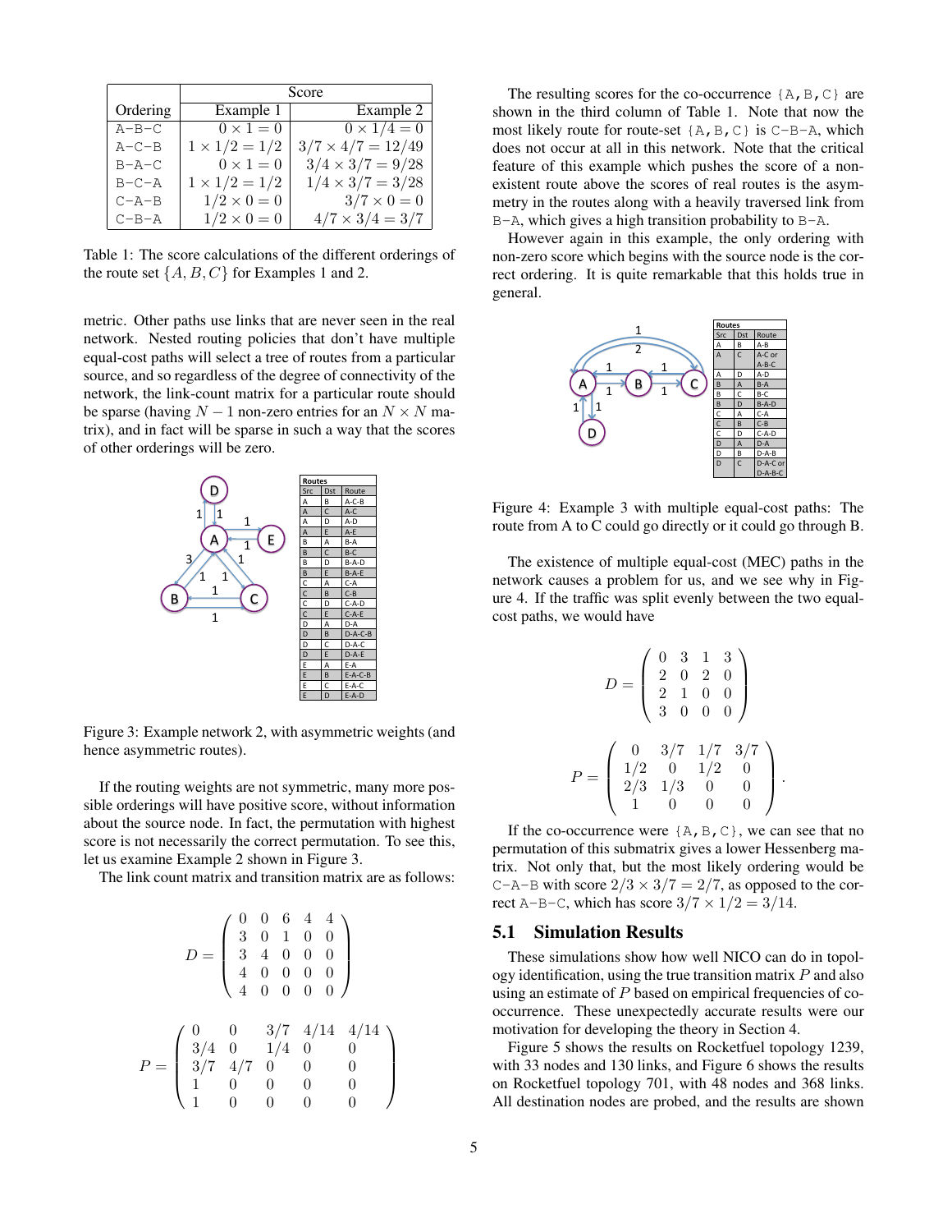| | Score | |
|---|---|---|
| Ordering | Example 1 | Example 2 |
| A-B-C | $0 \times 1 = 0$ | $0 \times 1/4 = 0$ |
| A-C-B | $1 \times 1/2 = 1/2$ | $3/7 \times 4/7 = 12/49$ |
| B-A-C | $0 \times 1 = 0$ | $3/4 \times 3/7 = 9/28$ |
| B-C-A | $1 \times 1/2 = 1/2$ | $1/4 \times 3/7 = 3/28$ |
| C-A-B | $1/2 \times 0 = 0$ | $3/7 \times 0 = 0$ |
| C-B-A | $1/2 \times 0 = 0$ | $4/7 \times 3/4 = 3/7$ |

Table 1: The score calculations of the different orderings of the route set $\{A, B, C\}$ for Examples 1 and 2.

metric. Other paths use links that are never seen in the real network. Nested routing policies that don't have multiple equal-cost paths will select a tree of routes from a particular source, and so regardless of the degree of connectivity of the network, the link-count matrix for a particular route should be sparse (having $N-1$ non-zero entries for an $N \times N$ matrix), and in fact will be sparse in such a way that the scores of other orderings will be zero.

Routes

| Src | Dst | Route |
|---|---|---|
| A | B | A-C-B |
| A | C | A-C |
| A | D | A-D |
| A | E | A-E |
| B | A | B-A |
| B | C | B-C |
| B | D | B-A-D |
| B | E | B-A-E |
| C | A | C-A |
| C | B | C-B |
| C | D | C-A-D |
| C | E | C-A-E |
| D | A | D-A |
| D | B | D-A-C-B |
| D | C | D-A-C |
| D | E | D-A-E |
| E | A | E-A |
| E | B | E-A-C-B |
| E | C | E-A-C |
| E | D | E-A-D |

Figure 3: Example network 2, with asymmetric weights (and hence asymmetric routes).

If the routing weights are not symmetric, many more possible orderings will have positive score, without information about the source node. In fact, the permutation with highest score is not necessarily the correct permutation. To see this, let us examine Example 2 shown in Figure 3.

The link count matrix and transition matrix are as follows:

$$D = \begin{pmatrix} 0 & 0 & 6 & 4 & 4 \\ 3 & 0 & 1 & 0 & 0 \\ 3 & 4 & 0 & 0 & 0 \\ 4 & 0 & 0 & 0 & 0 \\ 4 & 0 & 0 & 0 & 0 \end{pmatrix}$$

$$P = \begin{pmatrix} 0 & 0 & 3/7 & 4/14 & 4/14 \\ 3/4 & 0 & 1/4 & 0 & 0 \\ 3/7 & 4/7 & 0 & 0 & 0 \\ 1 & 0 & 0 & 0 & 0 \\ 1 & 0 & 0 & 0 & 0 \end{pmatrix}$$

The resulting scores for the co-occurrence {A,B,C} are shown in the third column of Table 1. Note that now the most likely route for route-set {A,B,C} is C-B-A, which does not occur at all in this network. Note that the critical feature of this example which pushes the score of a non-existent route above the scores of real routes is the asymmetry in the routes along with a heavily traversed link from B-A, which gives a high transition probability to B-A.

However again in this example, the only ordering with non-zero score which begins with the source node is the correct ordering. It is quite remarkable that this holds true in general.

Routes

| Src | Dst | Route |
|---|---|---|
| A | B | A-B |
| A | C | A-C or A-B-C |
| A | D | A-D |
| B | A | B-A |
| B | C | B-C |
| B | D | B-A-D |
| C | A | C-A |
| C | B | C-B |
| C | D | C-A-D |
| D | A | D-A |
| D | B | D-A-B |
| D | C | D-A-C or D-A-B-C |

Figure 4: Example 3 with multiple equal-cost paths: The route from A to C could go directly or it could go through B.

The existence of multiple equal-cost (MEC) paths in the network causes a problem for us, and we see why in Figure 4. If the traffic was split evenly between the two equal-cost paths, we would have

$$D = \begin{pmatrix} 0 & 3 & 1 & 3 \\ 2 & 0 & 2 & 0 \\ 2 & 1 & 0 & 0 \\ 3 & 0 & 0 & 0 \end{pmatrix}$$

$$P = \begin{pmatrix} 0 & 3/7 & 1/7 & 3/7 \\ 1/2 & 0 & 1/2 & 0 \\ 2/3 & 1/3 & 0 & 0 \\ 1 & 0 & 0 & 0 \end{pmatrix}.$$

If the co-occurrence were {A,B,C}, we can see that no permutation of this submatrix gives a lower Hessenberg matrix. Not only that, but the most likely ordering would be C-A-B with score $2/3 \times 3/7 = 2/7$, as opposed to the correct A-B-C, which has score $3/7 \times 1/2 = 3/14$.

## 5.1 Simulation Results

These simulations show how well NICO can do in topology identification, using the true transition matrix $P$ and also using an estimate of $P$ based on empirical frequencies of co-occurrence. These unexpectedly accurate results were our motivation for developing the theory in Section 4.

Figure 5 shows the results on Rocketfuel topology 1239, with 33 nodes and 130 links, and Figure 6 shows the results on Rocketfuel topology 701, with 48 nodes and 368 links. All destination nodes are probed, and the results are shown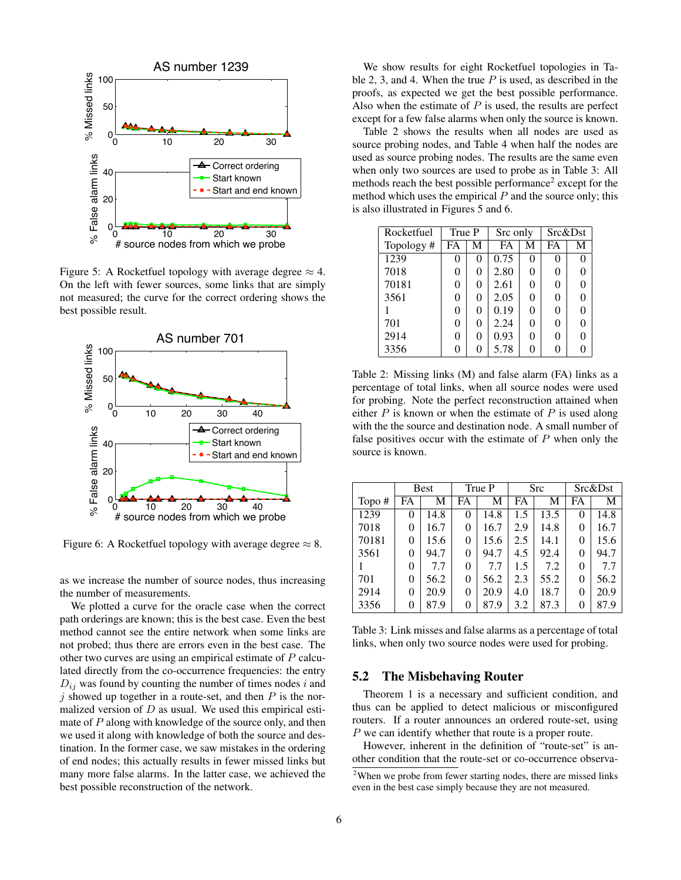AS number 1239

% Missed links

100

50

0

0 10 20 30

% False alarm links

40

20

0

0 10 20 30

# source nodes from which we probe

Correct ordering

Start known

Start and end known

Figure 5: A Rocketfuel topology with average degree ≈ 4. On the left with fewer sources, some links that are simply not measured; the curve for the correct ordering shows the best possible result.

AS number 701

% Missed links

100

50

0

0 10 20 30 40

% False alarm links

40

20

0

0 10 20 30 40

# source nodes from which we probe

Correct ordering

Start known

Start and end known

Figure 6: A Rocketfuel topology with average degree ≈ 8.

as we increase the number of source nodes, thus increasing the number of measurements.

We plotted a curve for the oracle case when the correct path orderings are known; this is the best case. Even the best method cannot see the entire network when some links are not probed; thus there are errors even in the best case. The other two curves are using an empirical estimate of $P$ calculated directly from the co-occurrence frequencies: the entry $D_{ij}$ was found by counting the number of times nodes $i$ and $j$ showed up together in a route-set, and then $P$ is the normalized version of $D$ as usual. We used this empirical estimate of $P$ along with knowledge of the source only, and then we used it along with knowledge of both the source and destination. In the former case, we saw mistakes in the ordering of end nodes; this actually results in fewer missed links but many more false alarms. In the latter case, we achieved the best possible reconstruction of the network.

We show results for eight Rocketfuel topologies in Table 2, 3, and 4. When the true $P$ is used, as described in the proofs, as expected we get the best possible performance. Also when the estimate of $P$ is used, the results are perfect except for a few false alarms when only the source is known.

Table 2 shows the results when all nodes are used as source probing nodes, and Table 4 when half the nodes are used as source probing nodes. The results are the same even when only two sources are used to probe as in Table 3: All methods reach the best possible performance[2] except for the method which uses the empirical $P$ and the source only; this is also illustrated in Figures 5 and 6.

| Rocketfuel | True P | | Src only | | Src&Dst | |
|---|---|---|---|---|---|---|
| Topology # | FA | M | FA | M | FA | M |
| 1239 | 0 | 0 | 0.75 | 0 | 0 | 0 |
| 7018 | 0 | 0 | 2.80 | 0 | 0 | 0 |
| 70181 | 0 | 0 | 2.61 | 0 | 0 | 0 |
| 3561 | 0 | 0 | 2.05 | 0 | 0 | 0 |
| 1 | 0 | 0 | 0.19 | 0 | 0 | 0 |
| 701 | 0 | 0 | 2.24 | 0 | 0 | 0 |
| 2914 | 0 | 0 | 0.93 | 0 | 0 | 0 |
| 3356 | 0 | 0 | 5.78 | 0 | 0 | 0 |

Table 2: Missing links (M) and false alarm (FA) links as a percentage of total links, when all source nodes were used for probing. Note the perfect reconstruction attained when either $P$ is known or when the estimate of $P$ is used along with the the source and destination node. A small number of false positives occur with the estimate of $P$ when only the source is known.

| | Best | | True P | | Src | | Src&Dst | |
|---|---|---|---|---|---|---|---|---|
| Topo # | FA | M | FA | M | FA | M | FA | M |
| 1239 | 0 | 14.8 | 0 | 14.8 | 1.5 | 13.5 | 0 | 14.8 |
| 7018 | 0 | 16.7 | 0 | 16.7 | 2.9 | 14.8 | 0 | 16.7 |
| 70181 | 0 | 15.6 | 0 | 15.6 | 2.5 | 14.1 | 0 | 15.6 |
| 3561 | 0 | 94.7 | 0 | 94.7 | 4.5 | 92.4 | 0 | 94.7 |
| 1 | 0 | 7.7 | 0 | 7.7 | 1.5 | 7.2 | 0 | 7.7 |
| 701 | 0 | 56.2 | 0 | 56.2 | 2.3 | 55.2 | 0 | 56.2 |
| 2914 | 0 | 20.9 | 0 | 20.9 | 4.0 | 18.7 | 0 | 20.9 |
| 3356 | 0 | 87.9 | 0 | 87.9 | 3.2 | 87.3 | 0 | 87.9 |

Table 3: Link misses and false alarms as a percentage of total links, when only two source nodes were used for probing.

## 5.2 The Misbehaving Router

Theorem 1 is a necessary and sufficient condition, and thus can be applied to detect malicious or misconfigured routers. If a router announces an ordered route-set, using $P$ we can identify whether that route is a proper route.

However, inherent in the definition of "route-set" is another condition that the route-set or co-occurrence observa-

[2] When we probe from fewer starting nodes, there are missed links even in the best case simply because they are not measured.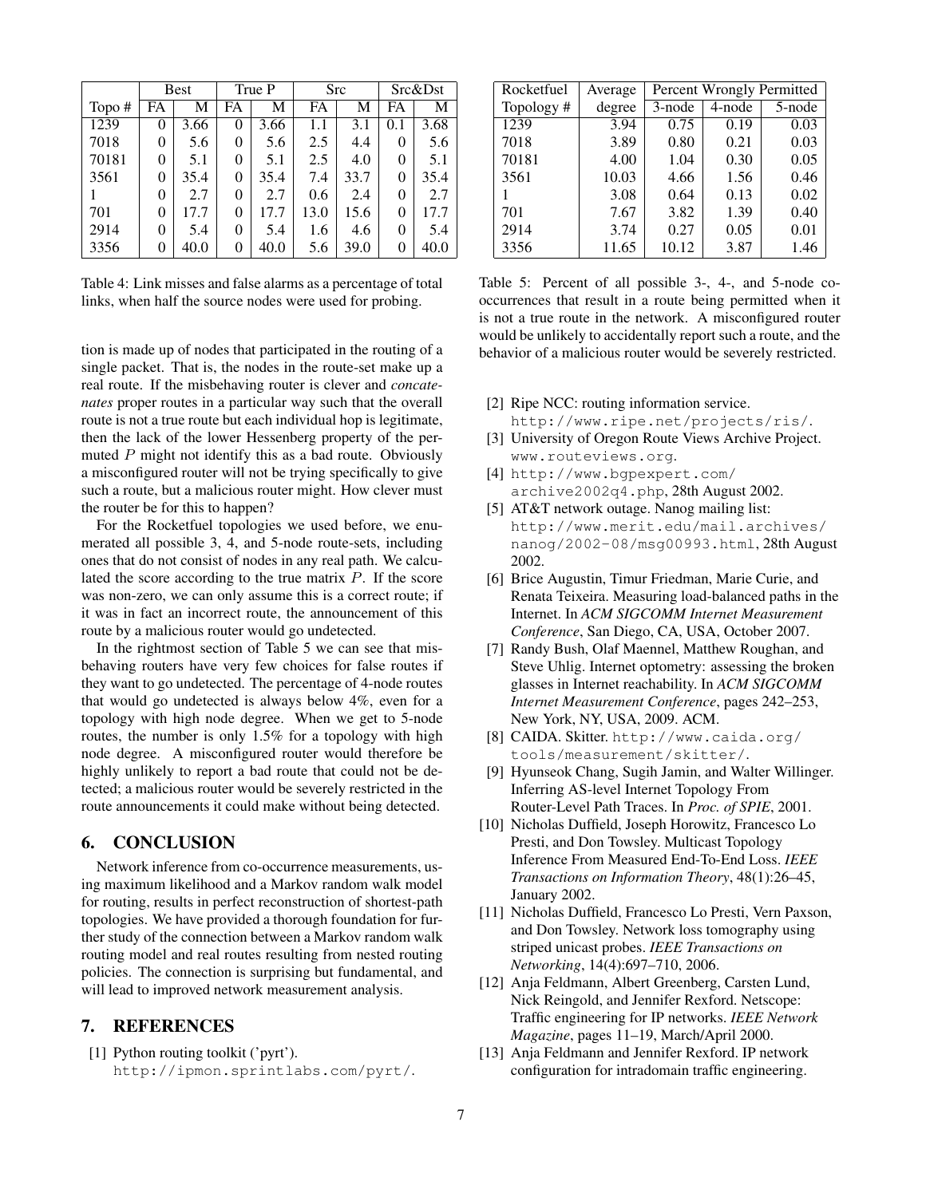|  | Best |  | True P |  | Src |  | Src&Dst |  |
|---|---|---|---|---|---|---|---|---|
| Topo # | FA | M | FA | M | FA | M | FA | M |
| 1239 | 0 | 3.66 | 0 | 3.66 | 1.1 | 3.1 | 0.1 | 3.68 |
| 7018 | 0 | 5.6 | 0 | 5.6 | 2.5 | 4.4 | 0 | 5.6 |
| 70181 | 0 | 5.1 | 0 | 5.1 | 2.5 | 4.0 | 0 | 5.1 |
| 3561 | 0 | 35.4 | 0 | 35.4 | 7.4 | 33.7 | 0 | 35.4 |
| 1 | 0 | 2.7 | 0 | 2.7 | 0.6 | 2.4 | 0 | 2.7 |
| 701 | 0 | 17.7 | 0 | 17.7 | 13.0 | 15.6 | 0 | 17.7 |
| 2914 | 0 | 5.4 | 0 | 5.4 | 1.6 | 4.6 | 0 | 5.4 |
| 3356 | 0 | 40.0 | 0 | 40.0 | 5.6 | 39.0 | 0 | 40.0 |

Table 4: Link misses and false alarms as a percentage of total links, when half the source nodes were used for probing.

tion is made up of nodes that participated in the routing of a single packet. That is, the nodes in the route-set make up a real route. If the misbehaving router is clever and *concatenates* proper routes in a particular way such that the overall route is not a true route but each individual hop is legitimate, then the lack of the lower Hessenberg property of the permuted $P$ might not identify this as a bad route. Obviously a misconfigured router will not be trying specifically to give such a route, but a malicious router might. How clever must the router be for this to happen?

For the Rocketfuel topologies we used before, we enumerated all possible 3, 4, and 5-node route-sets, including ones that do not consist of nodes in any real path. We calculated the score according to the true matrix $P$. If the score was non-zero, we can only assume this is a correct route; if it was in fact an incorrect route, the announcement of this route by a malicious router would go undetected.

In the rightmost section of Table 5 we can see that misbehaving routers have very few choices for false routes if they want to go undetected. The percentage of 4-node routes that would go undetected is always below 4%, even for a topology with high node degree. When we get to 5-node routes, the number is only 1.5% for a topology with high node degree. A misconfigured router would therefore be highly unlikely to report a bad route that could not be detected; a malicious router would be severely restricted in the route announcements it could make without being detected.

| Rocketfuel | Average | Percent Wrongly Permitted |  |  |
|---|---|---|---|---|
| Topology # | degree | 3-node | 4-node | 5-node |
| 1239 | 3.94 | 0.75 | 0.19 | 0.03 |
| 7018 | 3.89 | 0.80 | 0.21 | 0.03 |
| 70181 | 4.00 | 1.04 | 0.30 | 0.05 |
| 3561 | 10.03 | 4.66 | 1.56 | 0.46 |
| 1 | 3.08 | 0.64 | 0.13 | 0.02 |
| 701 | 7.67 | 3.82 | 1.39 | 0.40 |
| 2914 | 3.74 | 0.27 | 0.05 | 0.01 |
| 3356 | 11.65 | 10.12 | 3.87 | 1.46 |

Table 5: Percent of all possible 3-, 4-, and 5-node co-occurrences that result in a route being permitted when it is not a true route in the network. A misconfigured router would be unlikely to accidentally report such a route, and the behavior of a malicious router would be severely restricted.

## 6. CONCLUSION

Network inference from co-occurrence measurements, using maximum likelihood and a Markov random walk model for routing, results in perfect reconstruction of shortest-path topologies. We have provided a thorough foundation for further study of the connection between a Markov random walk routing model and real routes resulting from nested routing policies. The connection is surprising but fundamental, and will lead to improved network measurement analysis.

## 7. REFERENCES

[1] Python routing toolkit ('pyrt'). http://ipmon.sprintlabs.com/pyrt/.

[2] Ripe NCC: routing information service. http://www.ripe.net/projects/ris/.

[3] University of Oregon Route Views Archive Project. www.routeviews.org.

[4] http://www.bgpexpert.com/archive2002q4.php, 28th August 2002.

[5] AT&T network outage. Nanog mailing list: http://www.merit.edu/mail.archives/nanog/2002-08/msg00993.html, 28th August 2002.

[6] Brice Augustin, Timur Friedman, Marie Curie, and Renata Teixeira. Measuring load-balanced paths in the Internet. In *ACM SIGCOMM Internet Measurement Conference*, San Diego, CA, USA, October 2007.

[7] Randy Bush, Olaf Maennel, Matthew Roughan, and Steve Uhlig. Internet optometry: assessing the broken glasses in Internet reachability. In *ACM SIGCOMM Internet Measurement Conference*, pages 242–253, New York, NY, USA, 2009. ACM.

[8] CAIDA. Skitter. http://www.caida.org/tools/measurement/skitter/.

[9] Hyunseok Chang, Sugih Jamin, and Walter Willinger. Inferring AS-level Internet Topology From Router-Level Path Traces. In *Proc. of SPIE*, 2001.

[10] Nicholas Duffield, Joseph Horowitz, Francesco Lo Presti, and Don Towsley. Multicast Topology Inference From Measured End-To-End Loss. *IEEE Transactions on Information Theory*, 48(1):26–45, January 2002.

[11] Nicholas Duffield, Francesco Lo Presti, Vern Paxson, and Don Towsley. Network loss tomography using striped unicast probes. *IEEE Transactions on Networking*, 14(4):697–710, 2006.

[12] Anja Feldmann, Albert Greenberg, Carsten Lund, Nick Reingold, and Jennifer Rexford. Netscope: Traffic engineering for IP networks. *IEEE Network Magazine*, pages 11–19, March/April 2000.

[13] Anja Feldmann and Jennifer Rexford. IP network configuration for intradomain traffic engineering.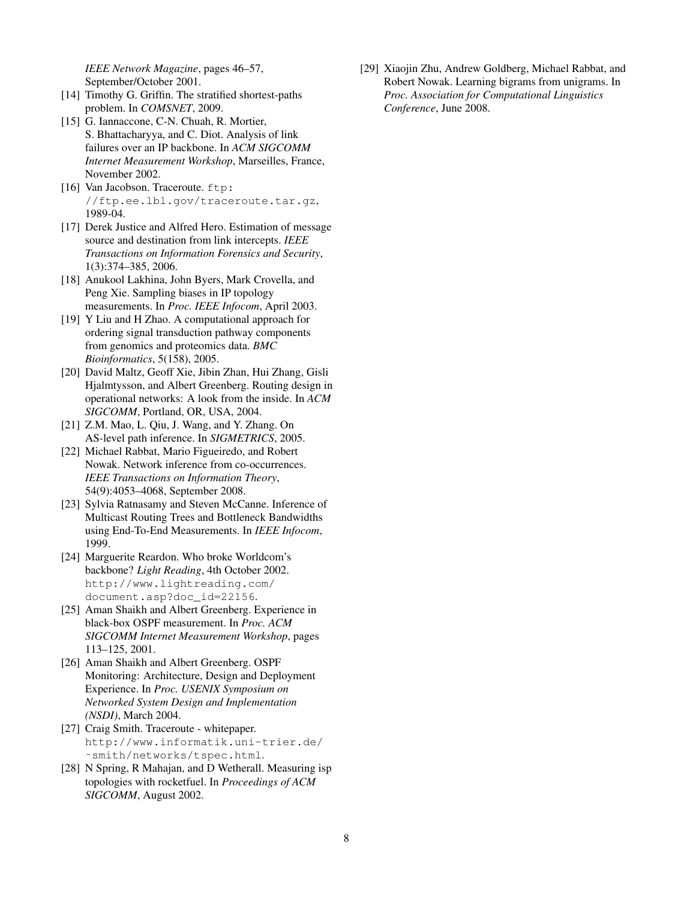*IEEE Network Magazine*, pages 46–57, September/October 2001.

[14] Timothy G. Griffin. The stratified shortest-paths problem. In *COMSNET*, 2009.

[15] G. Iannaccone, C-N. Chuah, R. Mortier, S. Bhattacharyya, and C. Diot. Analysis of link failures over an IP backbone. In *ACM SIGCOMM Internet Measurement Workshop*, Marseilles, France, November 2002.

[16] Van Jacobson. Traceroute. ftp://ftp.ee.lbl.gov/traceroute.tar.gz, 1989-04.

[17] Derek Justice and Alfred Hero. Estimation of message source and destination from link intercepts. *IEEE Transactions on Information Forensics and Security*, 1(3):374–385, 2006.

[18] Anukool Lakhina, John Byers, Mark Crovella, and Peng Xie. Sampling biases in IP topology measurements. In *Proc. IEEE Infocom*, April 2003.

[19] Y Liu and H Zhao. A computational approach for ordering signal transduction pathway components from genomics and proteomics data. *BMC Bioinformatics*, 5(158), 2005.

[20] David Maltz, Geoff Xie, Jibin Zhan, Hui Zhang, Gisli Hjalmtysson, and Albert Greenberg. Routing design in operational networks: A look from the inside. In *ACM SIGCOMM*, Portland, OR, USA, 2004.

[21] Z.M. Mao, L. Qiu, J. Wang, and Y. Zhang. On AS-level path inference. In *SIGMETRICS*, 2005.

[22] Michael Rabbat, Mario Figueiredo, and Robert Nowak. Network inference from co-occurrences. *IEEE Transactions on Information Theory*, 54(9):4053–4068, September 2008.

[23] Sylvia Ratnasamy and Steven McCanne. Inference of Multicast Routing Trees and Bottleneck Bandwidths using End-To-End Measurements. In *IEEE Infocom*, 1999.

[24] Marguerite Reardon. Who broke Worldcom's backbone? *Light Reading*, 4th October 2002. http://www.lightreading.com/document.asp?doc_id=22156.

[25] Aman Shaikh and Albert Greenberg. Experience in black-box OSPF measurement. In *Proc. ACM SIGCOMM Internet Measurement Workshop*, pages 113–125, 2001.

[26] Aman Shaikh and Albert Greenberg. OSPF Monitoring: Architecture, Design and Deployment Experience. In *Proc. USENIX Symposium on Networked System Design and Implementation (NSDI)*, March 2004.

[27] Craig Smith. Traceroute - whitepaper. http://www.informatik.uni-trier.de/~smith/networks/tspec.html.

[28] N Spring, R Mahajan, and D Wetherall. Measuring isp topologies with rocketfuel. In *Proceedings of ACM SIGCOMM*, August 2002.

[29] Xiaojin Zhu, Andrew Goldberg, Michael Rabbat, and Robert Nowak. Learning bigrams from unigrams. In *Proc. Association for Computational Linguistics Conference*, June 2008.